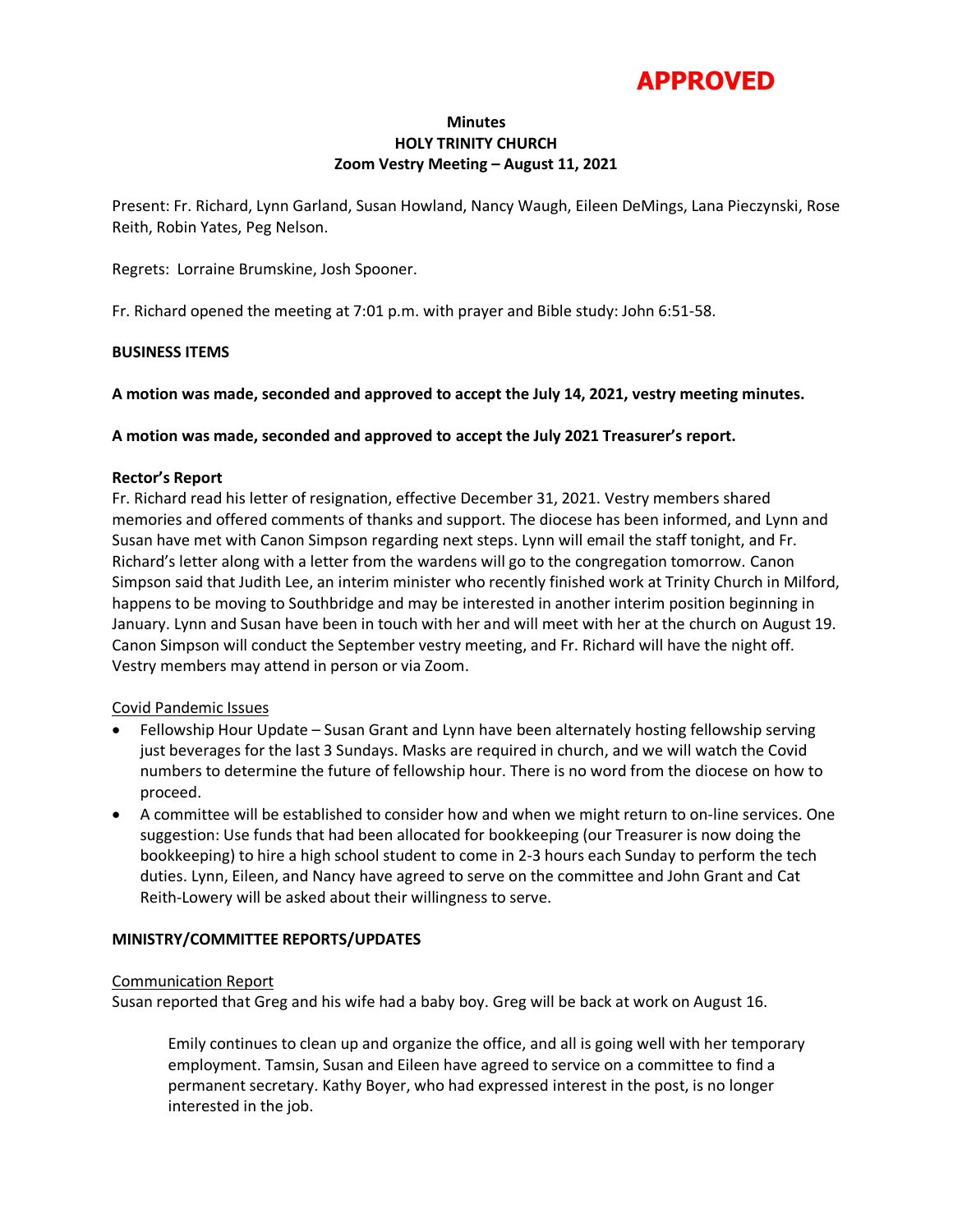**APPROVED**

**Minutes**
**HOLY TRINITY CHURCH**
**Zoom Vestry Meeting – August 11, 2021**

Present: Fr. Richard, Lynn Garland, Susan Howland, Nancy Waugh, Eileen DeMings, Lana Pieczynski, Rose Reith, Robin Yates, Peg Nelson.

Regrets: Lorraine Brumskine, Josh Spooner.

Fr. Richard opened the meeting at 7:01 p.m. with prayer and Bible study: John 6:51-58.

**BUSINESS ITEMS**

**A motion was made, seconded and approved to accept the July 14, 2021, vestry meeting minutes.**

**A motion was made, seconded and approved to accept the July 2021 Treasurer's report.**

**Rector's Report**
Fr. Richard read his letter of resignation, effective December 31, 2021. Vestry members shared memories and offered comments of thanks and support. The diocese has been informed, and Lynn and Susan have met with Canon Simpson regarding next steps. Lynn will email the staff tonight, and Fr. Richard's letter along with a letter from the wardens will go to the congregation tomorrow. Canon Simpson said that Judith Lee, an interim minister who recently finished work at Trinity Church in Milford, happens to be moving to Southbridge and may be interested in another interim position beginning in January. Lynn and Susan have been in touch with her and will meet with her at the church on August 19. Canon Simpson will conduct the September vestry meeting, and Fr. Richard will have the night off. Vestry members may attend in person or via Zoom.

<u>Covid Pandemic Issues</u>

- Fellowship Hour Update – Susan Grant and Lynn have been alternately hosting fellowship serving just beverages for the last 3 Sundays. Masks are required in church, and we will watch the Covid numbers to determine the future of fellowship hour. There is no word from the diocese on how to proceed.
- A committee will be established to consider how and when we might return to on-line services. One suggestion: Use funds that had been allocated for bookkeeping (our Treasurer is now doing the bookkeeping) to hire a high school student to come in 2-3 hours each Sunday to perform the tech duties. Lynn, Eileen, and Nancy have agreed to serve on the committee and John Grant and Cat Reith-Lowery will be asked about their willingness to serve.

**MINISTRY/COMMITTEE REPORTS/UPDATES**

<u>Communication Report</u>
Susan reported that Greg and his wife had a baby boy. Greg will be back at work on August 16.

> Emily continues to clean up and organize the office, and all is going well with her temporary employment. Tamsin, Susan and Eileen have agreed to service on a committee to find a permanent secretary. Kathy Boyer, who had expressed interest in the post, is no longer interested in the job.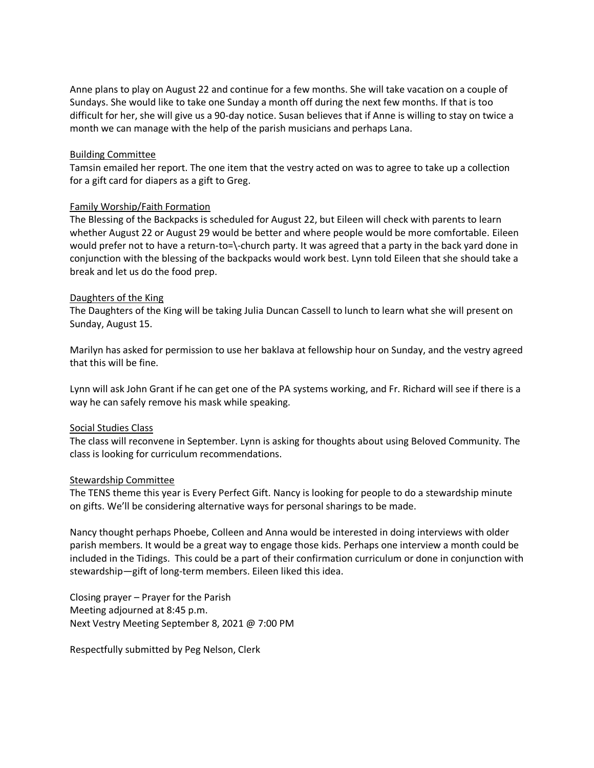Anne plans to play on August 22 and continue for a few months. She will take vacation on a couple of Sundays. She would like to take one Sunday a month off during the next few months. If that is too difficult for her, she will give us a 90-day notice. Susan believes that if Anne is willing to stay on twice a month we can manage with the help of the parish musicians and perhaps Lana.

<u>Building Committee</u>
Tamsin emailed her report. The one item that the vestry acted on was to agree to take up a collection for a gift card for diapers as a gift to Greg.

<u>Family Worship/Faith Formation</u>
The Blessing of the Backpacks is scheduled for August 22, but Eileen will check with parents to learn whether August 22 or August 29 would be better and where people would be more comfortable. Eileen would prefer not to have a return-to=\-church party. It was agreed that a party in the back yard done in conjunction with the blessing of the backpacks would work best. Lynn told Eileen that she should take a break and let us do the food prep.

<u>Daughters of the King</u>
The Daughters of the King will be taking Julia Duncan Cassell to lunch to learn what she will present on Sunday, August 15.

Marilyn has asked for permission to use her baklava at fellowship hour on Sunday, and the vestry agreed that this will be fine.

Lynn will ask John Grant if he can get one of the PA systems working, and Fr. Richard will see if there is a way he can safely remove his mask while speaking.

<u>Social Studies Class</u>
The class will reconvene in September. Lynn is asking for thoughts about using Beloved Community. The class is looking for curriculum recommendations.

<u>Stewardship Committee</u>
The TENS theme this year is Every Perfect Gift. Nancy is looking for people to do a stewardship minute on gifts. We'll be considering alternative ways for personal sharings to be made.

Nancy thought perhaps Phoebe, Colleen and Anna would be interested in doing interviews with older parish members. It would be a great way to engage those kids. Perhaps one interview a month could be included in the Tidings. This could be a part of their confirmation curriculum or done in conjunction with stewardship—gift of long-term members. Eileen liked this idea.

Closing prayer – Prayer for the Parish
Meeting adjourned at 8:45 p.m.
Next Vestry Meeting September 8, 2021 @ 7:00 PM

Respectfully submitted by Peg Nelson, Clerk